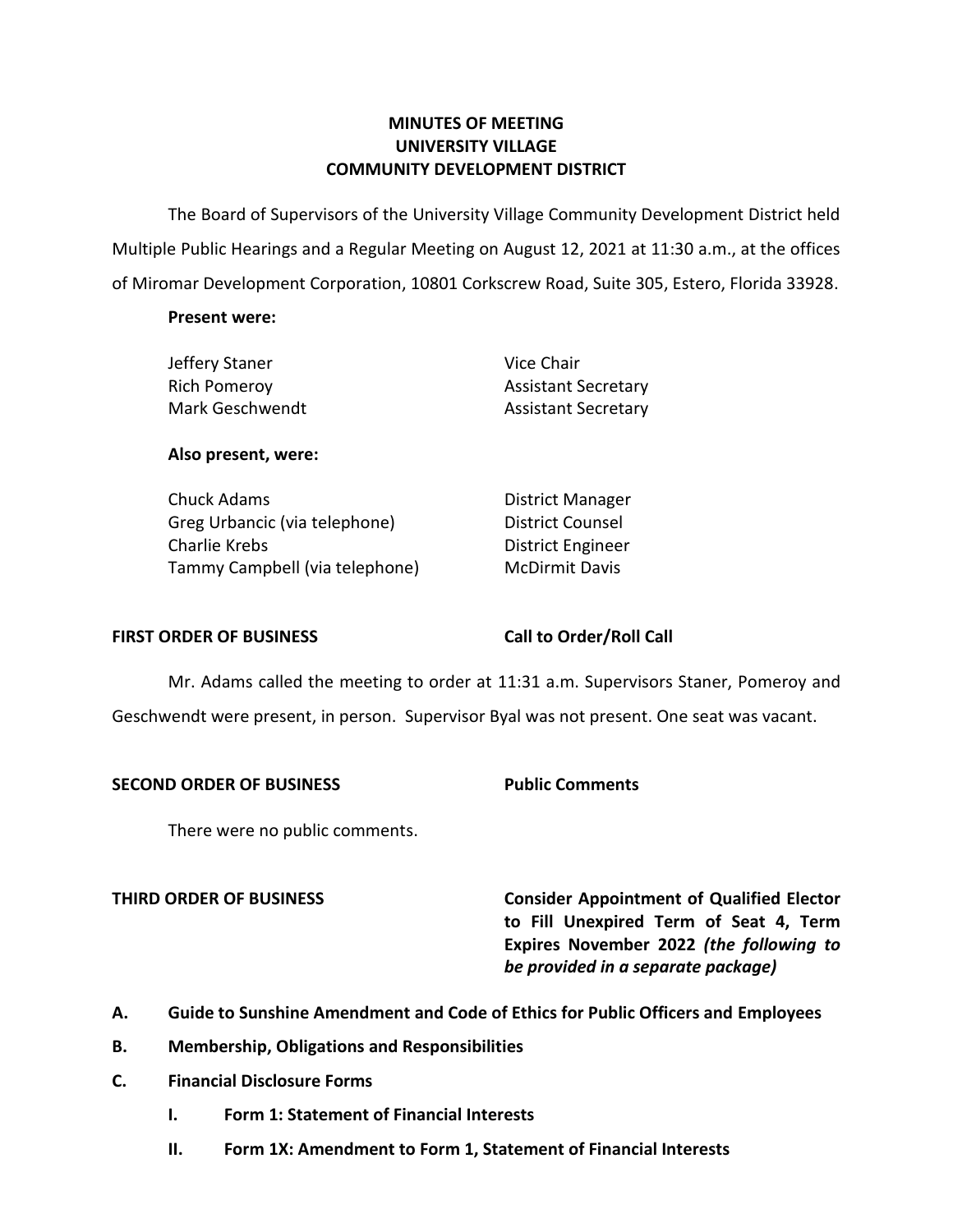# MINUTES OF MEETING
# UNIVERSITY VILLAGE
# COMMUNITY DEVELOPMENT DISTRICT

The Board of Supervisors of the University Village Community Development District held Multiple Public Hearings and a Regular Meeting on August 12, 2021 at 11:30 a.m., at the offices of Miromar Development Corporation, 10801 Corkscrew Road, Suite 305, Estero, Florida 33928.

**Present were:**

| | |
|---|---|
| Jeffery Staner | Vice Chair |
| Rich Pomeroy | Assistant Secretary |
| Mark Geschwendt | Assistant Secretary |

**Also present, were:**

| | |
|---|---|
| Chuck Adams | District Manager |
| Greg Urbancic (via telephone) | District Counsel |
| Charlie Krebs | District Engineer |
| Tammy Campbell (via telephone) | McDirmit Davis |

**FIRST ORDER OF BUSINESS** **Call to Order/Roll Call**

Mr. Adams called the meeting to order at 11:31 a.m. Supervisors Staner, Pomeroy and Geschwendt were present, in person. Supervisor Byal was not present. One seat was vacant.

**SECOND ORDER OF BUSINESS** **Public Comments**

There were no public comments.

**THIRD ORDER OF BUSINESS** **Consider Appointment of Qualified Elector to Fill Unexpired Term of Seat 4, Term Expires November 2022** ***(the following to be provided in a separate package)***

**A. Guide to Sunshine Amendment and Code of Ethics for Public Officers and Employees**

**B. Membership, Obligations and Responsibilities**

**C. Financial Disclosure Forms**

**I. Form 1: Statement of Financial Interests**

**II. Form 1X: Amendment to Form 1, Statement of Financial Interests**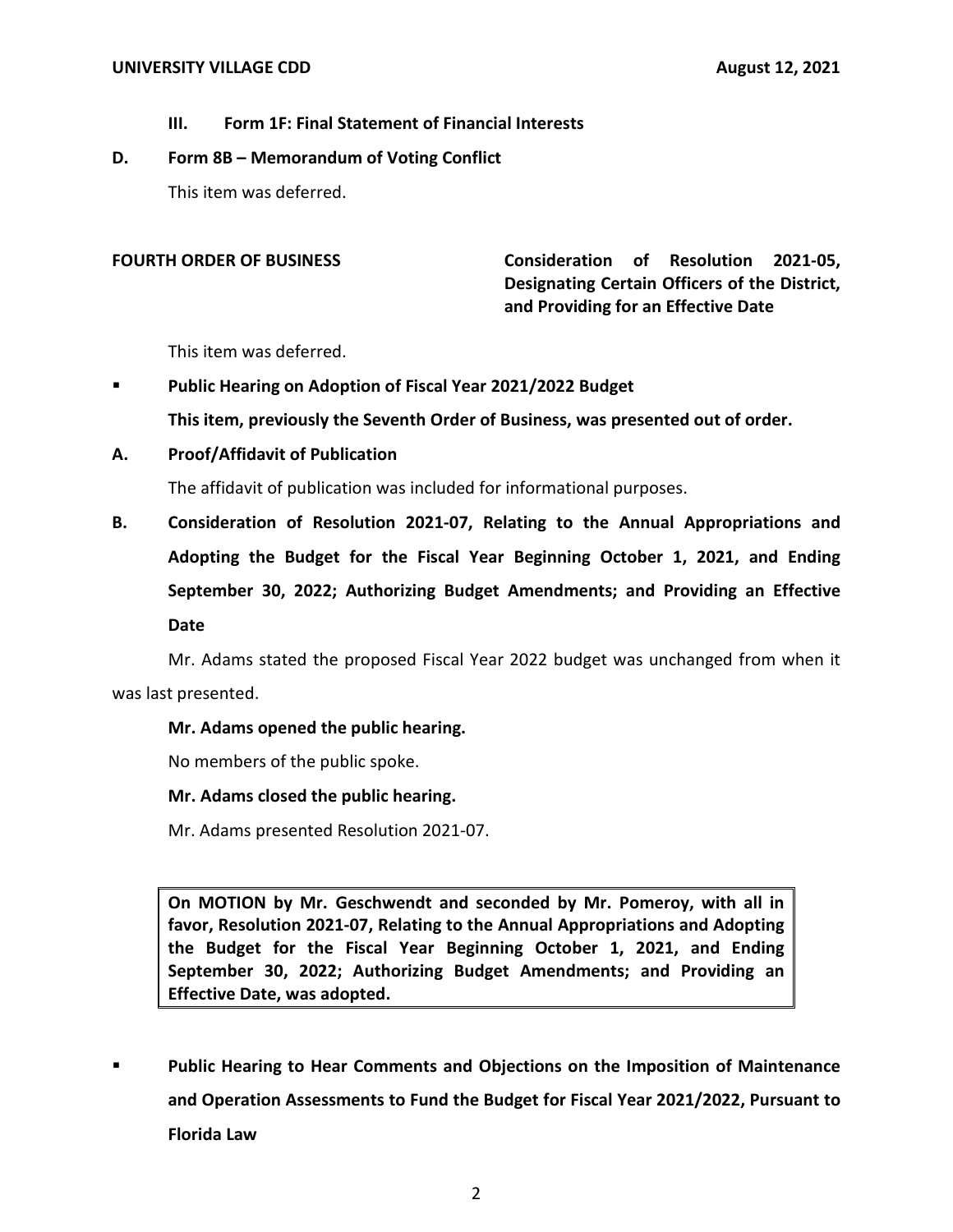**III. Form 1F: Final Statement of Financial Interests**

**D. Form 8B – Memorandum of Voting Conflict**

This item was deferred.

**FOURTH ORDER OF BUSINESS** **Consideration of Resolution 2021-05, Designating Certain Officers of the District, and Providing for an Effective Date**

This item was deferred.

- **Public Hearing on Adoption of Fiscal Year 2021/2022 Budget**

  **This item, previously the Seventh Order of Business, was presented out of order.**

**A. Proof/Affidavit of Publication**

The affidavit of publication was included for informational purposes.

**B. Consideration of Resolution 2021-07, Relating to the Annual Appropriations and Adopting the Budget for the Fiscal Year Beginning October 1, 2021, and Ending September 30, 2022; Authorizing Budget Amendments; and Providing an Effective Date**

Mr. Adams stated the proposed Fiscal Year 2022 budget was unchanged from when it was last presented.

**Mr. Adams opened the public hearing.**

No members of the public spoke.

**Mr. Adams closed the public hearing.**

Mr. Adams presented Resolution 2021-07.

> **On MOTION by Mr. Geschwendt and seconded by Mr. Pomeroy, with all in favor, Resolution 2021-07, Relating to the Annual Appropriations and Adopting the Budget for the Fiscal Year Beginning October 1, 2021, and Ending September 30, 2022; Authorizing Budget Amendments; and Providing an Effective Date, was adopted.**

- **Public Hearing to Hear Comments and Objections on the Imposition of Maintenance and Operation Assessments to Fund the Budget for Fiscal Year 2021/2022, Pursuant to Florida Law**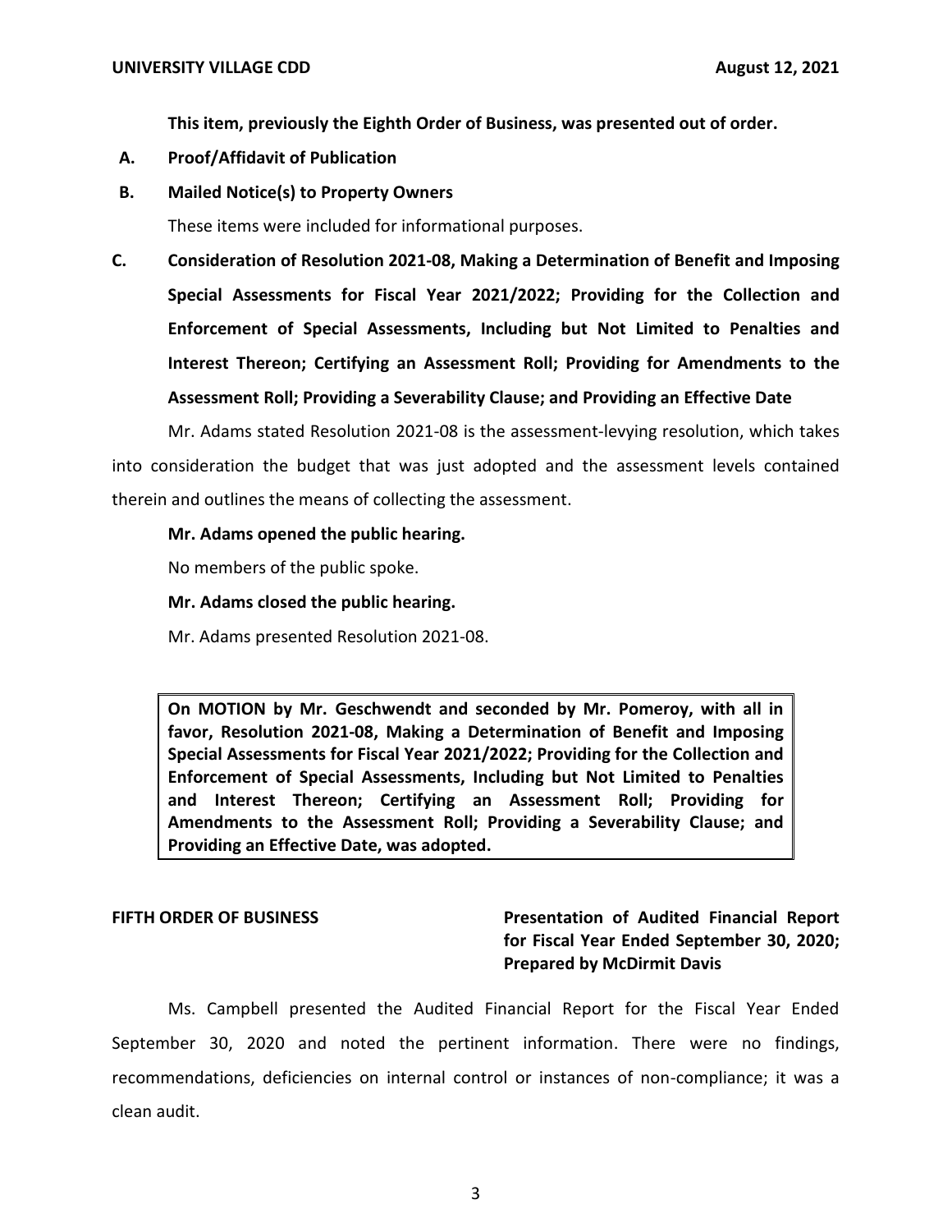**This item, previously the Eighth Order of Business, was presented out of order.**

**A. Proof/Affidavit of Publication**

**B. Mailed Notice(s) to Property Owners**

These items were included for informational purposes.

**C. Consideration of Resolution 2021-08, Making a Determination of Benefit and Imposing Special Assessments for Fiscal Year 2021/2022; Providing for the Collection and Enforcement of Special Assessments, Including but Not Limited to Penalties and Interest Thereon; Certifying an Assessment Roll; Providing for Amendments to the Assessment Roll; Providing a Severability Clause; and Providing an Effective Date**

Mr. Adams stated Resolution 2021-08 is the assessment-levying resolution, which takes into consideration the budget that was just adopted and the assessment levels contained therein and outlines the means of collecting the assessment.

**Mr. Adams opened the public hearing.**

No members of the public spoke.

**Mr. Adams closed the public hearing.**

Mr. Adams presented Resolution 2021-08.

> **On MOTION by Mr. Geschwendt and seconded by Mr. Pomeroy, with all in favor, Resolution 2021-08, Making a Determination of Benefit and Imposing Special Assessments for Fiscal Year 2021/2022; Providing for the Collection and Enforcement of Special Assessments, Including but Not Limited to Penalties and Interest Thereon; Certifying an Assessment Roll; Providing for Amendments to the Assessment Roll; Providing a Severability Clause; and Providing an Effective Date, was adopted.**

**FIFTH ORDER OF BUSINESS** | **Presentation of Audited Financial Report for Fiscal Year Ended September 30, 2020; Prepared by McDirmit Davis**

Ms. Campbell presented the Audited Financial Report for the Fiscal Year Ended September 30, 2020 and noted the pertinent information. There were no findings, recommendations, deficiencies on internal control or instances of non-compliance; it was a clean audit.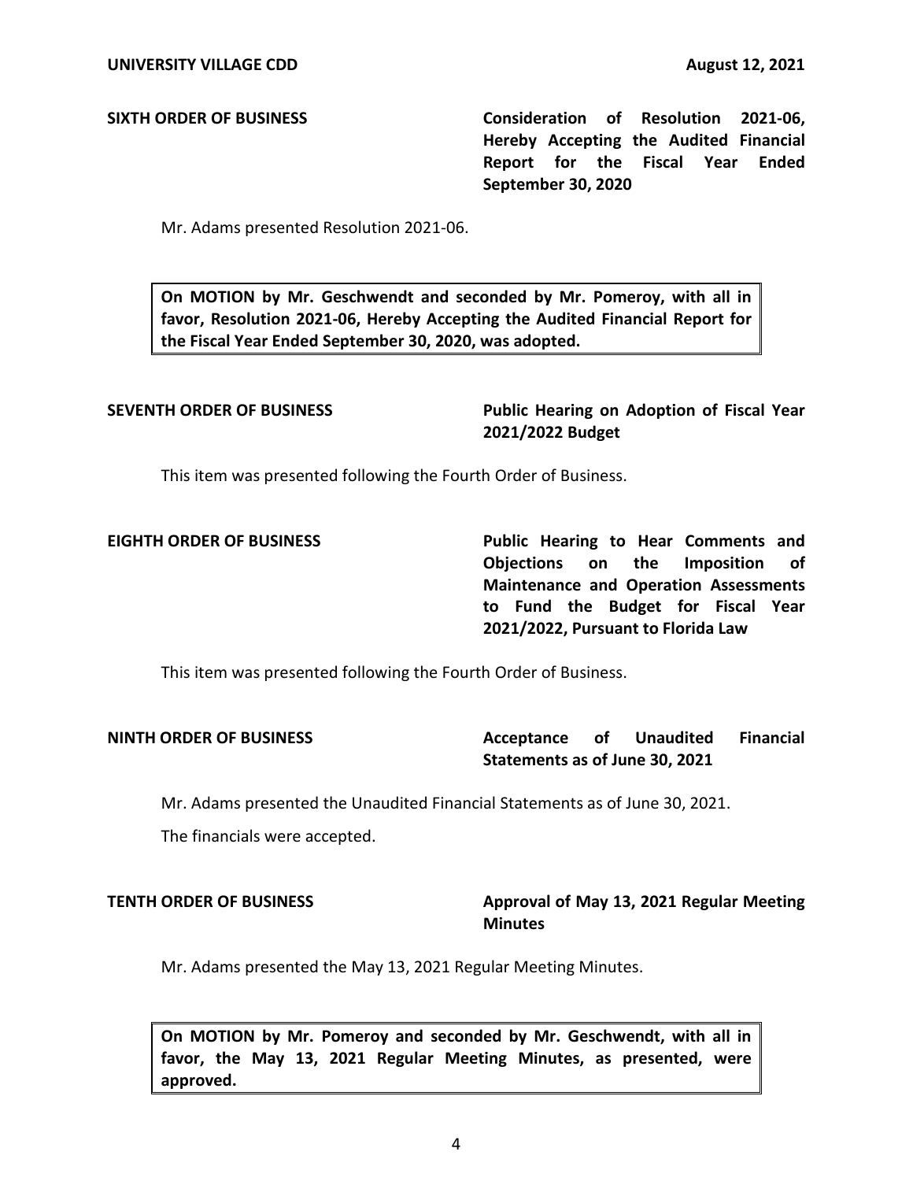**SIXTH ORDER OF BUSINESS** — **Consideration of Resolution 2021-06, Hereby Accepting the Audited Financial Report for the Fiscal Year Ended September 30, 2020**

Mr. Adams presented Resolution 2021-06.

> **On MOTION by Mr. Geschwendt and seconded by Mr. Pomeroy, with all in favor, Resolution 2021-06, Hereby Accepting the Audited Financial Report for the Fiscal Year Ended September 30, 2020, was adopted.**

**SEVENTH ORDER OF BUSINESS** — **Public Hearing on Adoption of Fiscal Year 2021/2022 Budget**

This item was presented following the Fourth Order of Business.

**EIGHTH ORDER OF BUSINESS** — **Public Hearing to Hear Comments and Objections on the Imposition of Maintenance and Operation Assessments to Fund the Budget for Fiscal Year 2021/2022, Pursuant to Florida Law**

This item was presented following the Fourth Order of Business.

**NINTH ORDER OF BUSINESS** — **Acceptance of Unaudited Financial Statements as of June 30, 2021**

Mr. Adams presented the Unaudited Financial Statements as of June 30, 2021.

The financials were accepted.

**TENTH ORDER OF BUSINESS** — **Approval of May 13, 2021 Regular Meeting Minutes**

Mr. Adams presented the May 13, 2021 Regular Meeting Minutes.

> **On MOTION by Mr. Pomeroy and seconded by Mr. Geschwendt, with all in favor, the May 13, 2021 Regular Meeting Minutes, as presented, were approved.**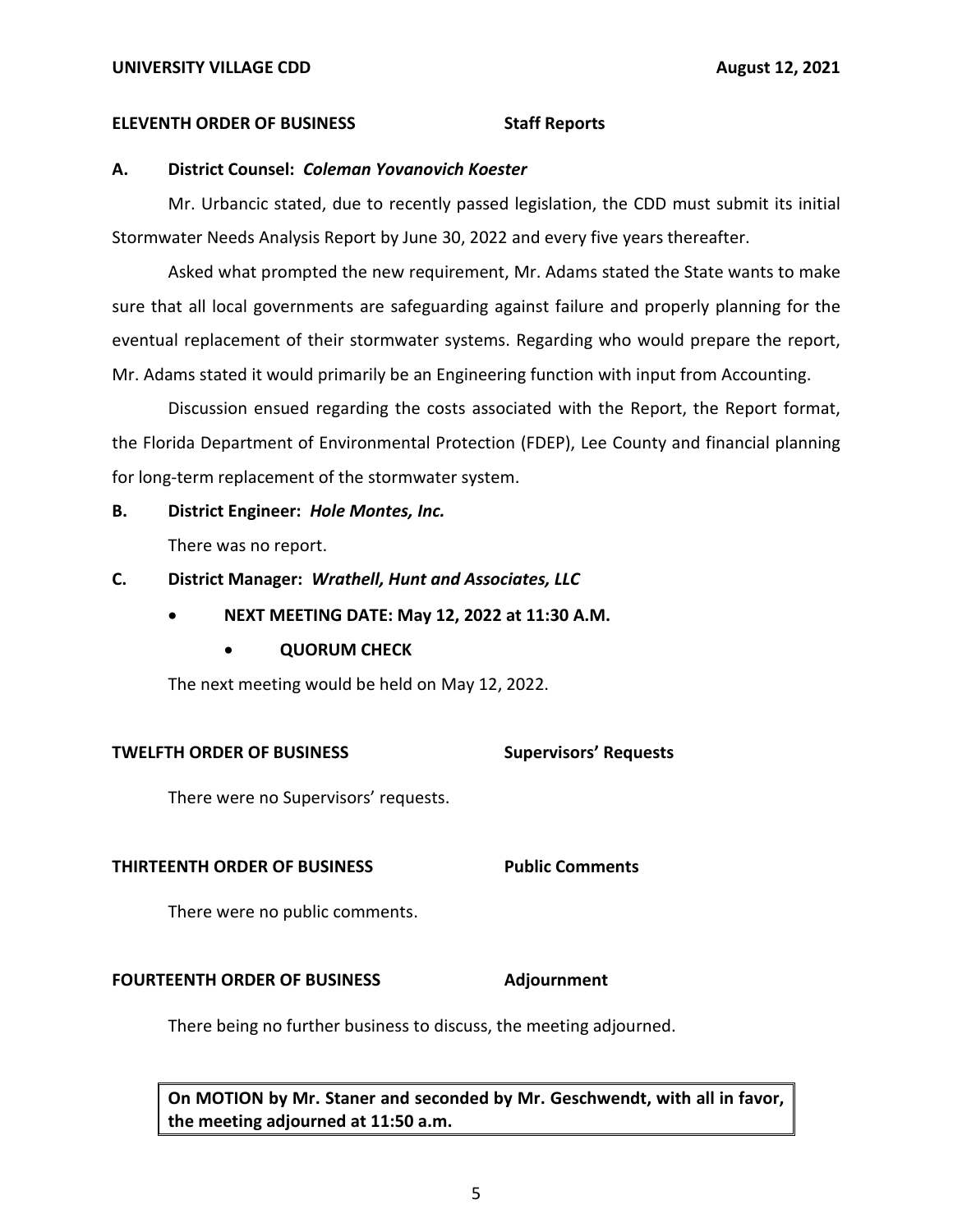**ELEVENTH ORDER OF BUSINESS** **Staff Reports**

**A. District Counsel:** ***Coleman Yovanovich Koester***

Mr. Urbancic stated, due to recently passed legislation, the CDD must submit its initial Stormwater Needs Analysis Report by June 30, 2022 and every five years thereafter.

Asked what prompted the new requirement, Mr. Adams stated the State wants to make sure that all local governments are safeguarding against failure and properly planning for the eventual replacement of their stormwater systems. Regarding who would prepare the report, Mr. Adams stated it would primarily be an Engineering function with input from Accounting.

Discussion ensued regarding the costs associated with the Report, the Report format, the Florida Department of Environmental Protection (FDEP), Lee County and financial planning for long-term replacement of the stormwater system.

**B. District Engineer:** ***Hole Montes, Inc.***

There was no report.

**C. District Manager:** ***Wrathell, Hunt and Associates, LLC***

- **NEXT MEETING DATE: May 12, 2022 at 11:30 A.M.**
  - **QUORUM CHECK**

The next meeting would be held on May 12, 2022.

**TWELFTH ORDER OF BUSINESS** **Supervisors' Requests**

There were no Supervisors' requests.

**THIRTEENTH ORDER OF BUSINESS** **Public Comments**

There were no public comments.

**FOURTEENTH ORDER OF BUSINESS** **Adjournment**

There being no further business to discuss, the meeting adjourned.

**On MOTION by Mr. Staner and seconded by Mr. Geschwendt, with all in favor, the meeting adjourned at 11:50 a.m.**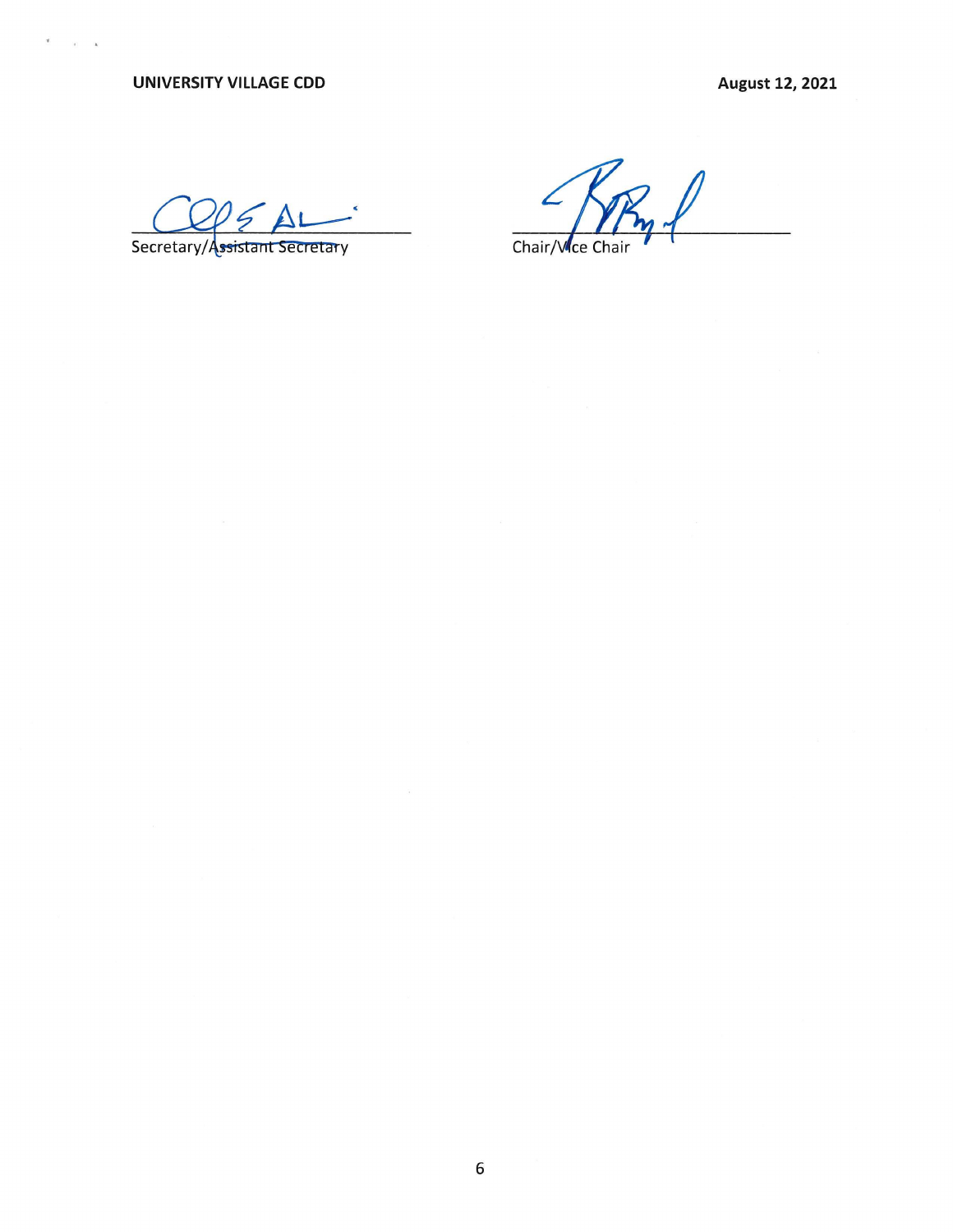___________________________
Secretary/Assistant Secretary

___________________________
Chair/Vice Chair